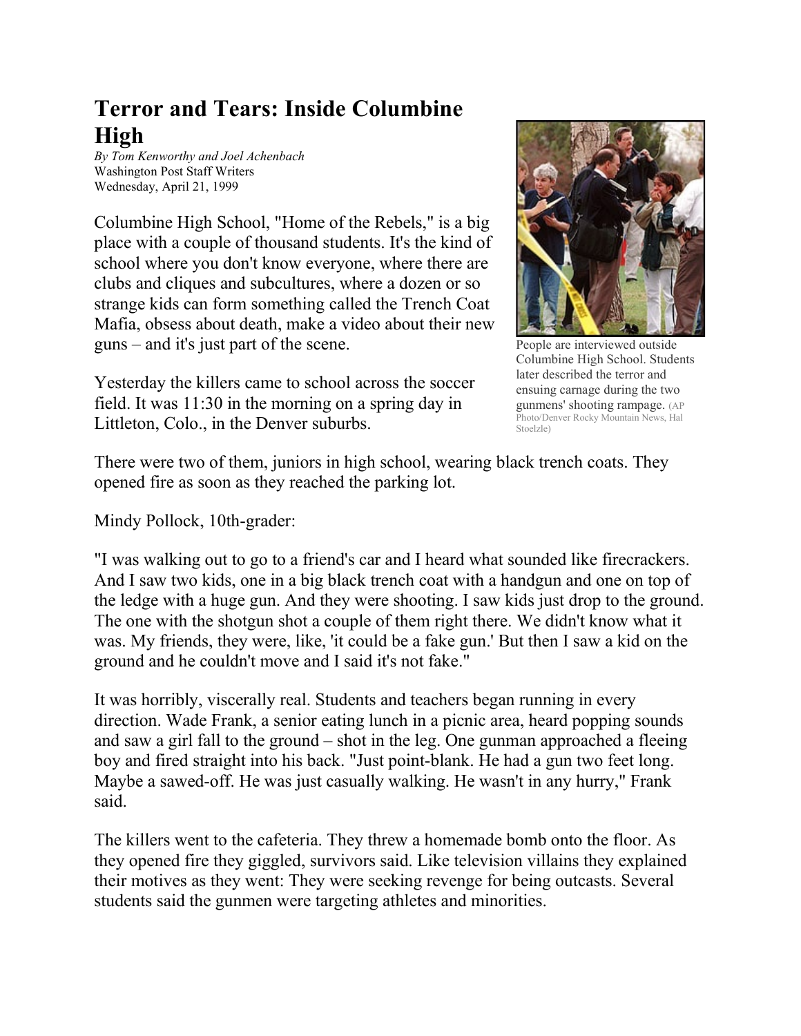# Terror and Tears: Inside Columbine High

*By Tom Kenworthy and Joel Achenbach*
Washington Post Staff Writers
Wednesday, April 21, 1999

Columbine High School, "Home of the Rebels," is a big place with a couple of thousand students. It's the kind of school where you don't know everyone, where there are clubs and cliques and subcultures, where a dozen or so strange kids can form something called the Trench Coat Mafia, obsess about death, make a video about their new guns – and it's just part of the scene.

Yesterday the killers came to school across the soccer field. It was 11:30 in the morning on a spring day in Littleton, Colo., in the Denver suburbs.

People are interviewed outside Columbine High School. Students later described the terror and ensuing carnage during the two gunmens' shooting rampage. (AP Photo/Denver Rocky Mountain News, Hal Stoelzle)

There were two of them, juniors in high school, wearing black trench coats. They opened fire as soon as they reached the parking lot.

Mindy Pollock, 10th-grader:

"I was walking out to go to a friend's car and I heard what sounded like firecrackers. And I saw two kids, one in a big black trench coat with a handgun and one on top of the ledge with a huge gun. And they were shooting. I saw kids just drop to the ground. The one with the shotgun shot a couple of them right there. We didn't know what it was. My friends, they were, like, 'it could be a fake gun.' But then I saw a kid on the ground and he couldn't move and I said it's not fake."

It was horribly, viscerally real. Students and teachers began running in every direction. Wade Frank, a senior eating lunch in a picnic area, heard popping sounds and saw a girl fall to the ground – shot in the leg. One gunman approached a fleeing boy and fired straight into his back. "Just point-blank. He had a gun two feet long. Maybe a sawed-off. He was just casually walking. He wasn't in any hurry," Frank said.

The killers went to the cafeteria. They threw a homemade bomb onto the floor. As they opened fire they giggled, survivors said. Like television villains they explained their motives as they went: They were seeking revenge for being outcasts. Several students said the gunmen were targeting athletes and minorities.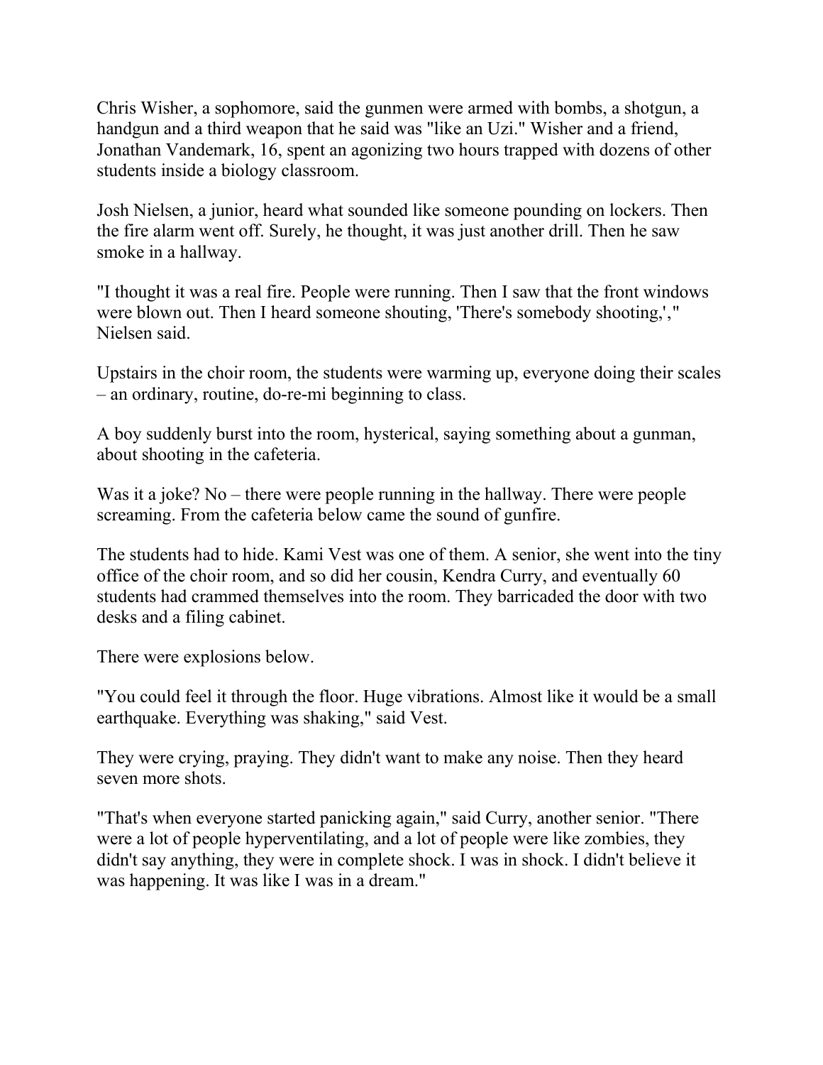Chris Wisher, a sophomore, said the gunmen were armed with bombs, a shotgun, a handgun and a third weapon that he said was "like an Uzi." Wisher and a friend, Jonathan Vandemark, 16, spent an agonizing two hours trapped with dozens of other students inside a biology classroom.

Josh Nielsen, a junior, heard what sounded like someone pounding on lockers. Then the fire alarm went off. Surely, he thought, it was just another drill. Then he saw smoke in a hallway.

"I thought it was a real fire. People were running. Then I saw that the front windows were blown out. Then I heard someone shouting, 'There's somebody shooting,'," Nielsen said.

Upstairs in the choir room, the students were warming up, everyone doing their scales – an ordinary, routine, do-re-mi beginning to class.

A boy suddenly burst into the room, hysterical, saying something about a gunman, about shooting in the cafeteria.

Was it a joke? No – there were people running in the hallway. There were people screaming. From the cafeteria below came the sound of gunfire.

The students had to hide. Kami Vest was one of them. A senior, she went into the tiny office of the choir room, and so did her cousin, Kendra Curry, and eventually 60 students had crammed themselves into the room. They barricaded the door with two desks and a filing cabinet.

There were explosions below.

"You could feel it through the floor. Huge vibrations. Almost like it would be a small earthquake. Everything was shaking," said Vest.

They were crying, praying. They didn't want to make any noise. Then they heard seven more shots.

"That's when everyone started panicking again," said Curry, another senior. "There were a lot of people hyperventilating, and a lot of people were like zombies, they didn't say anything, they were in complete shock. I was in shock. I didn't believe it was happening. It was like I was in a dream."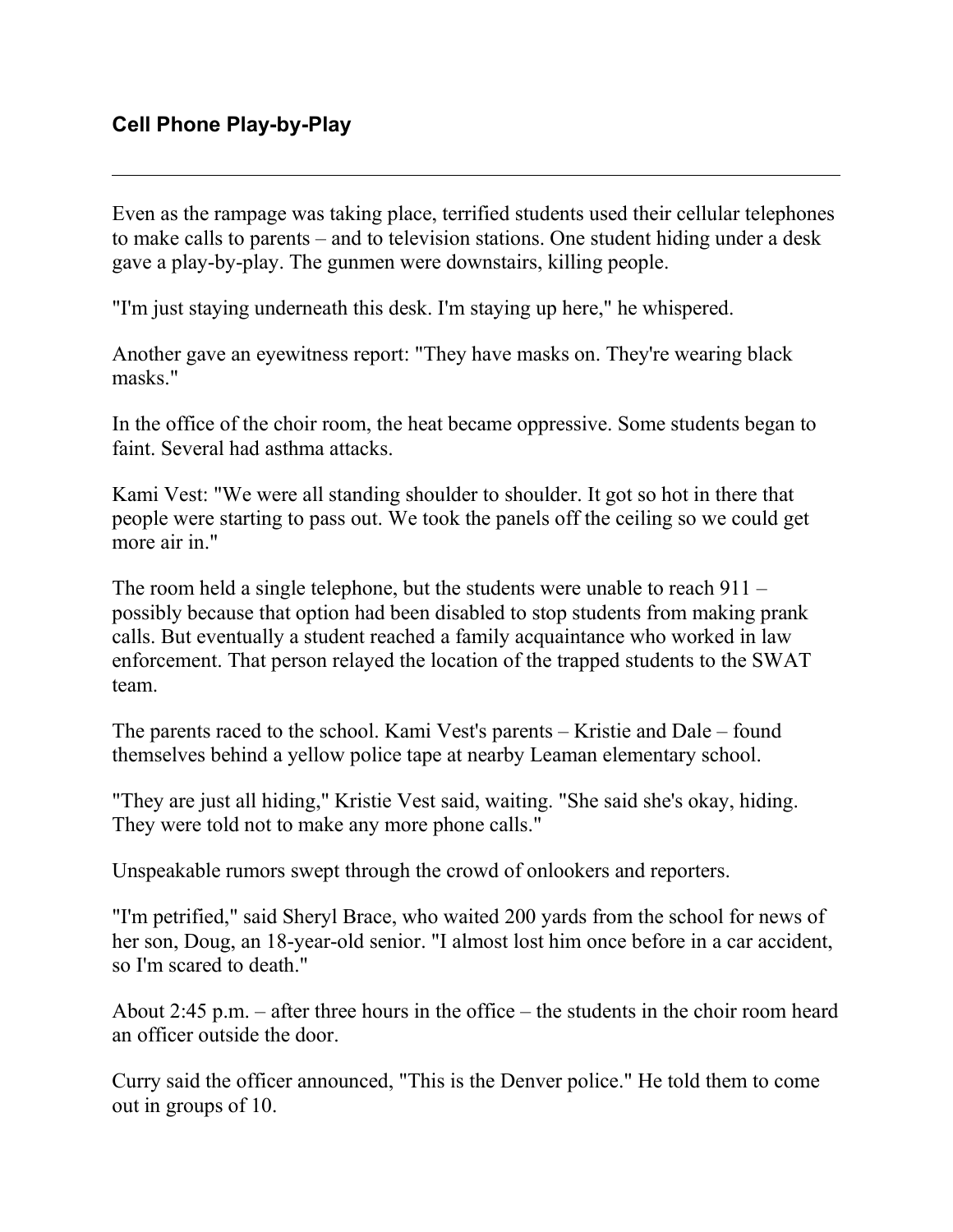## Cell Phone Play-by-Play

---

Even as the rampage was taking place, terrified students used their cellular telephones to make calls to parents – and to television stations. One student hiding under a desk gave a play-by-play. The gunmen were downstairs, killing people.

"I'm just staying underneath this desk. I'm staying up here," he whispered.

Another gave an eyewitness report: "They have masks on. They're wearing black masks."

In the office of the choir room, the heat became oppressive. Some students began to faint. Several had asthma attacks.

Kami Vest: "We were all standing shoulder to shoulder. It got so hot in there that people were starting to pass out. We took the panels off the ceiling so we could get more air in."

The room held a single telephone, but the students were unable to reach 911 – possibly because that option had been disabled to stop students from making prank calls. But eventually a student reached a family acquaintance who worked in law enforcement. That person relayed the location of the trapped students to the SWAT team.

The parents raced to the school. Kami Vest's parents – Kristie and Dale – found themselves behind a yellow police tape at nearby Leaman elementary school.

"They are just all hiding," Kristie Vest said, waiting. "She said she's okay, hiding. They were told not to make any more phone calls."

Unspeakable rumors swept through the crowd of onlookers and reporters.

"I'm petrified," said Sheryl Brace, who waited 200 yards from the school for news of her son, Doug, an 18-year-old senior. "I almost lost him once before in a car accident, so I'm scared to death."

About 2:45 p.m. – after three hours in the office – the students in the choir room heard an officer outside the door.

Curry said the officer announced, "This is the Denver police." He told them to come out in groups of 10.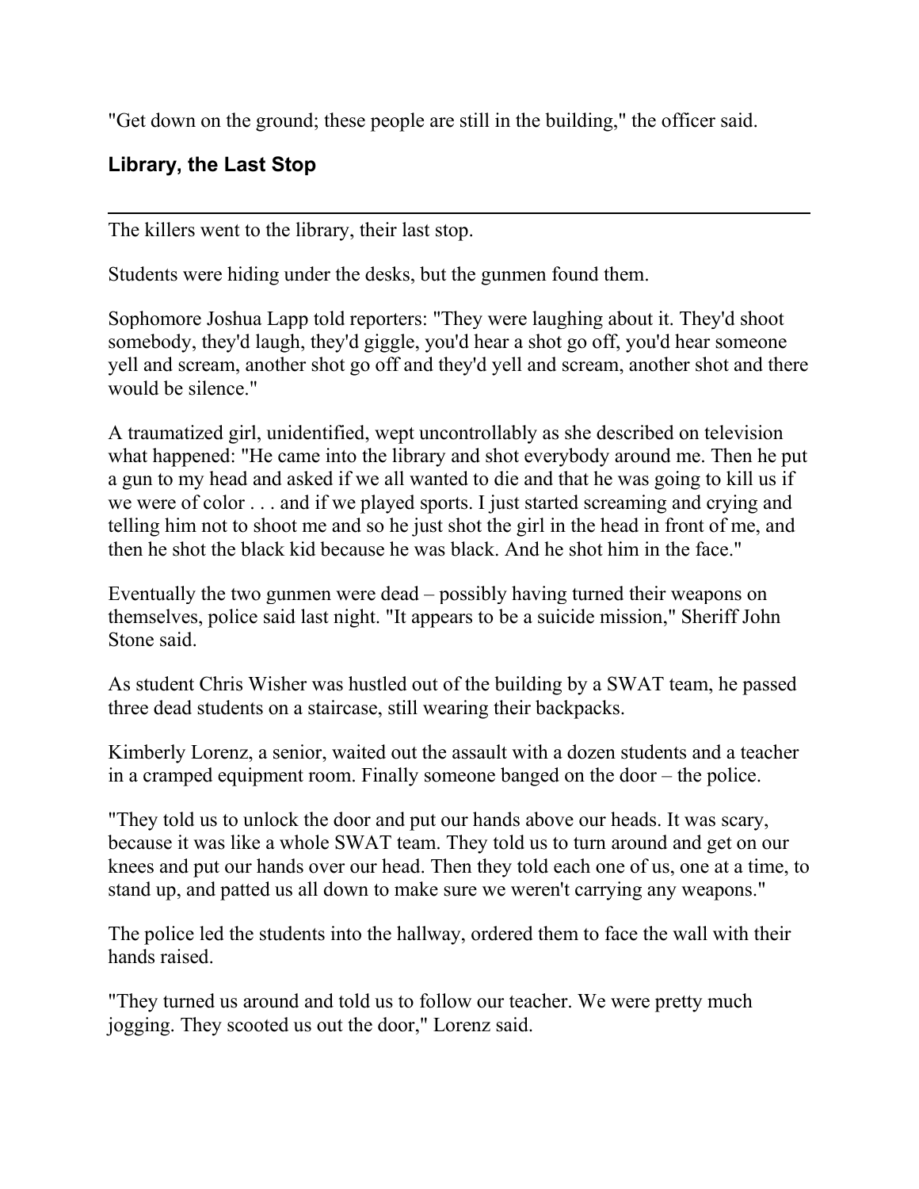"Get down on the ground; these people are still in the building," the officer said.

## Library, the Last Stop

---

The killers went to the library, their last stop.

Students were hiding under the desks, but the gunmen found them.

Sophomore Joshua Lapp told reporters: "They were laughing about it. They'd shoot somebody, they'd laugh, they'd giggle, you'd hear a shot go off, you'd hear someone yell and scream, another shot go off and they'd yell and scream, another shot and there would be silence."

A traumatized girl, unidentified, wept uncontrollably as she described on television what happened: "He came into the library and shot everybody around me. Then he put a gun to my head and asked if we all wanted to die and that he was going to kill us if we were of color . . . and if we played sports. I just started screaming and crying and telling him not to shoot me and so he just shot the girl in the head in front of me, and then he shot the black kid because he was black. And he shot him in the face."

Eventually the two gunmen were dead – possibly having turned their weapons on themselves, police said last night. "It appears to be a suicide mission," Sheriff John Stone said.

As student Chris Wisher was hustled out of the building by a SWAT team, he passed three dead students on a staircase, still wearing their backpacks.

Kimberly Lorenz, a senior, waited out the assault with a dozen students and a teacher in a cramped equipment room. Finally someone banged on the door – the police.

"They told us to unlock the door and put our hands above our heads. It was scary, because it was like a whole SWAT team. They told us to turn around and get on our knees and put our hands over our head. Then they told each one of us, one at a time, to stand up, and patted us all down to make sure we weren't carrying any weapons."

The police led the students into the hallway, ordered them to face the wall with their hands raised.

"They turned us around and told us to follow our teacher. We were pretty much jogging. They scooted us out the door," Lorenz said.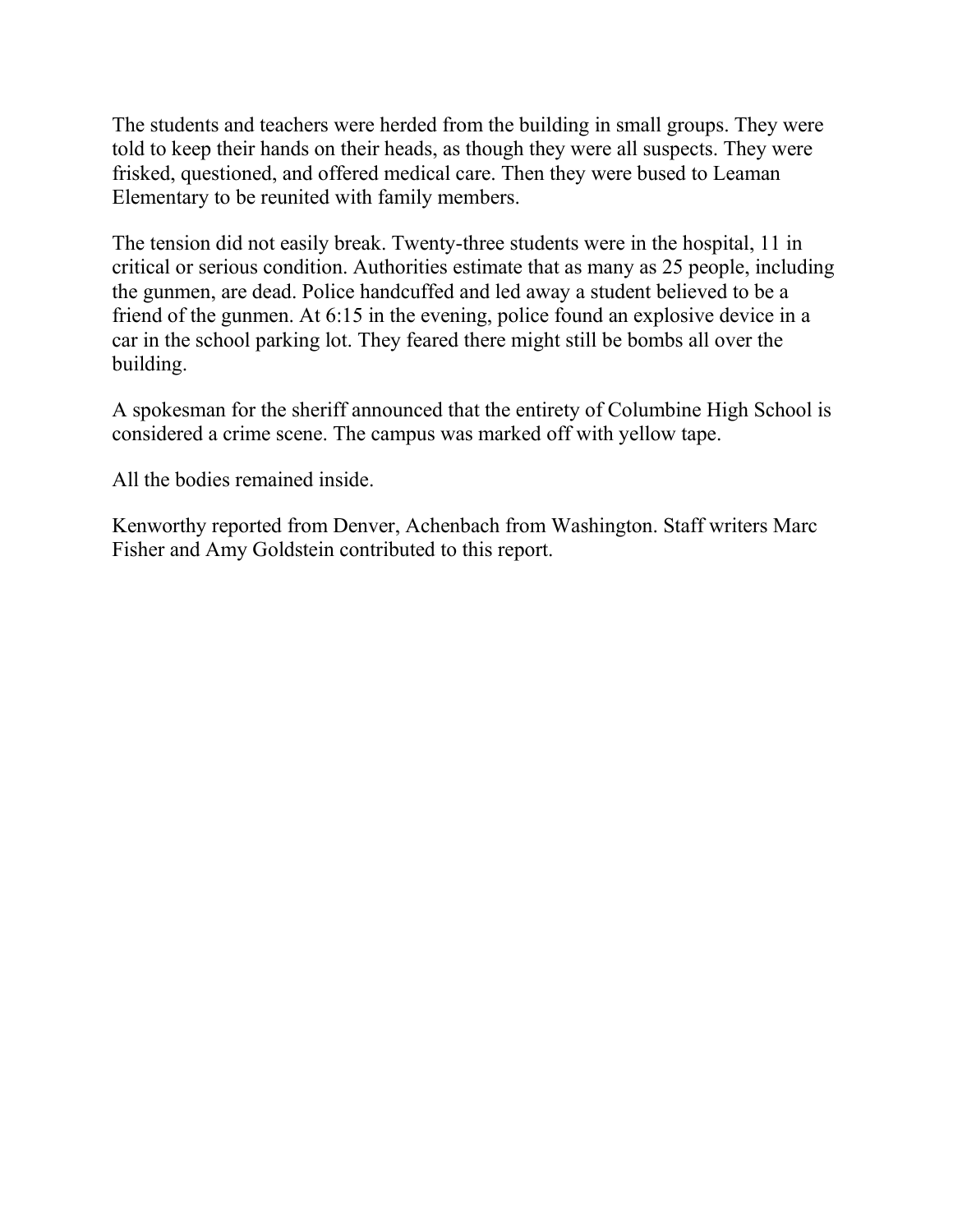The students and teachers were herded from the building in small groups. They were told to keep their hands on their heads, as though they were all suspects. They were frisked, questioned, and offered medical care. Then they were bused to Leaman Elementary to be reunited with family members.

The tension did not easily break. Twenty-three students were in the hospital, 11 in critical or serious condition. Authorities estimate that as many as 25 people, including the gunmen, are dead. Police handcuffed and led away a student believed to be a friend of the gunmen. At 6:15 in the evening, police found an explosive device in a car in the school parking lot. They feared there might still be bombs all over the building.

A spokesman for the sheriff announced that the entirety of Columbine High School is considered a crime scene. The campus was marked off with yellow tape.

All the bodies remained inside.

Kenworthy reported from Denver, Achenbach from Washington. Staff writers Marc Fisher and Amy Goldstein contributed to this report.